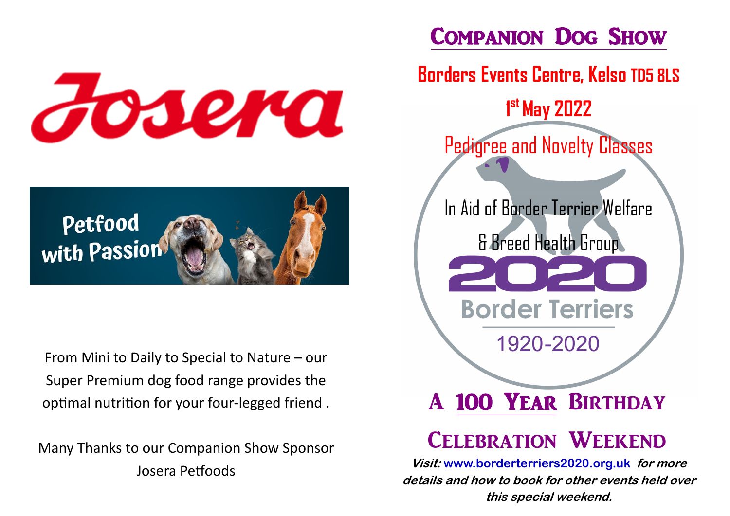Josera

Petfood with Passion

From Mini to Daily to Special to Nature – our Super Premium dog food range provides the optimal nutrition for your four-legged friend .

Many Thanks to our Companion Show Sponsor Josera Petfoods

# Companion Dog Show

## Borders Events Centre, Kelso TD5 8LS

## 1st May 2022

Pedigree and Novelty Classes

In Aid of Border Terrier Welfare

& Breed Health Group

2020 Border Terriers 1920-2020

# A 100 Year Birthday

# Celebration Weekend

***Visit:* www.borderterriers2020.org.uk *for more details and how to book for other events held over this special weekend.***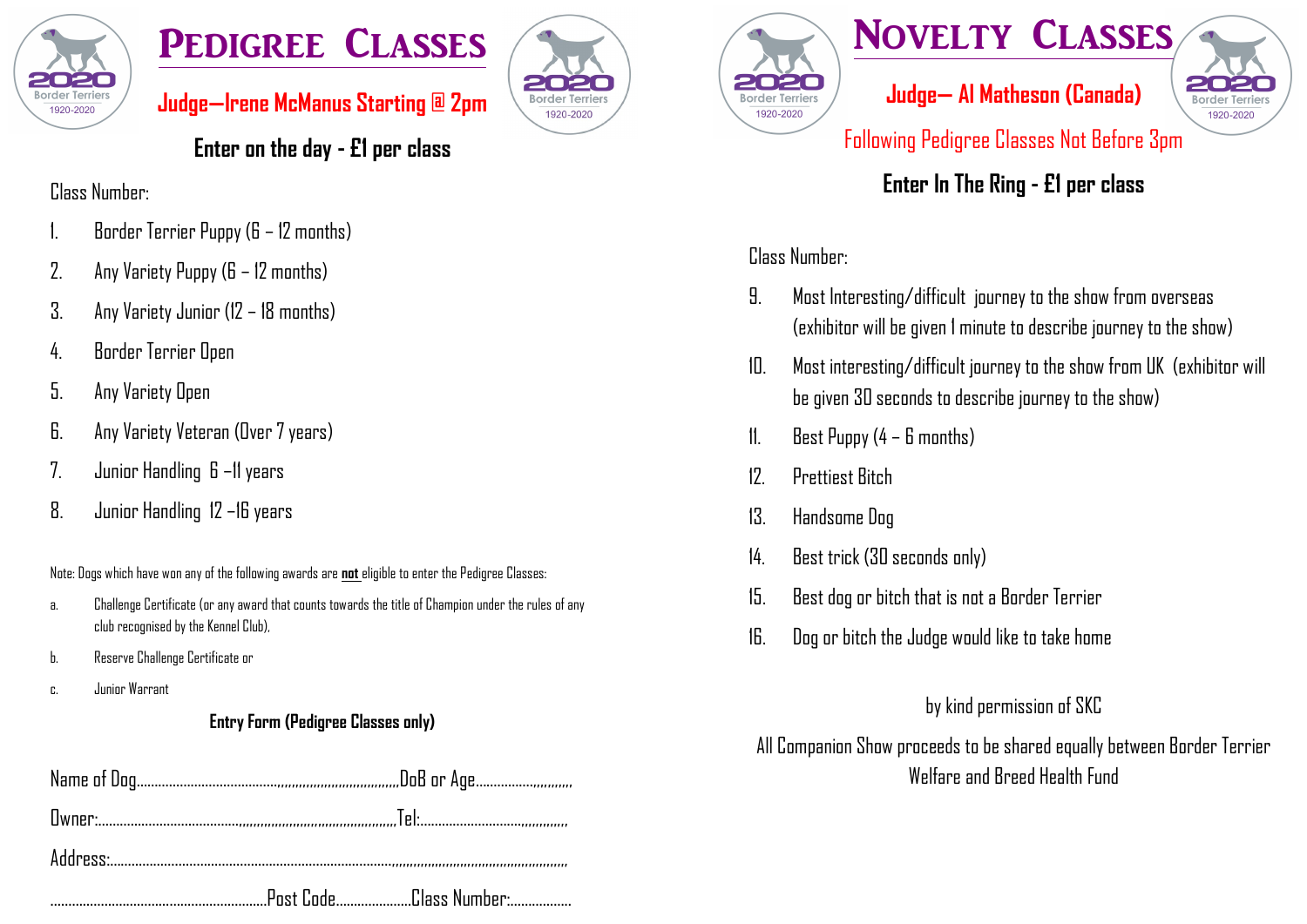# Pedigree Classes

**Judge—Irene McManus Starting @ 2pm**

**Enter on the day - £1 per class**

Class Number:

1. Border Terrier Puppy (6 – 12 months)
2. Any Variety Puppy (6 – 12 months)
3. Any Variety Junior (12 – 18 months)
4. Border Terrier Open
5. Any Variety Open
6. Any Variety Veteran (Over 7 years)
7. Junior Handling 6 –11 years
8. Junior Handling 12 –16 years

Note: Dogs which have won any of the following awards are **not** eligible to enter the Pedigree Classes:

a. Challenge Certificate (or any award that counts towards the title of Champion under the rules of any club recognised by the Kennel Club),
b. Reserve Challenge Certificate or
c. Junior Warrant

**Entry Form (Pedigree Classes only)**

Name of Dog.......................................................................DoB or Age..............................

Owner:.....................................................................................Tel:...........................................

Address:.....................................................................................................................................

.............................................................Post Code.....................Class Number:.................

# Novelty Classes

**Judge— Al Matheson (Canada)**

Following Pedigree Classes Not Before 3pm

**Enter In The Ring - £1 per class**

Class Number:

9. Most Interesting/difficult journey to the show from overseas (exhibitor will be given 1 minute to describe journey to the show)
10. Most interesting/difficult journey to the show from UK (exhibitor will be given 30 seconds to describe journey to the show)
11. Best Puppy (4 – 6 months)
12. Prettiest Bitch
13. Handsome Dog
14. Best trick (30 seconds only)
15. Best dog or bitch that is not a Border Terrier
16. Dog or bitch the Judge would like to take home

by kind permission of SKC

All Companion Show proceeds to be shared equally between Border Terrier Welfare and Breed Health Fund